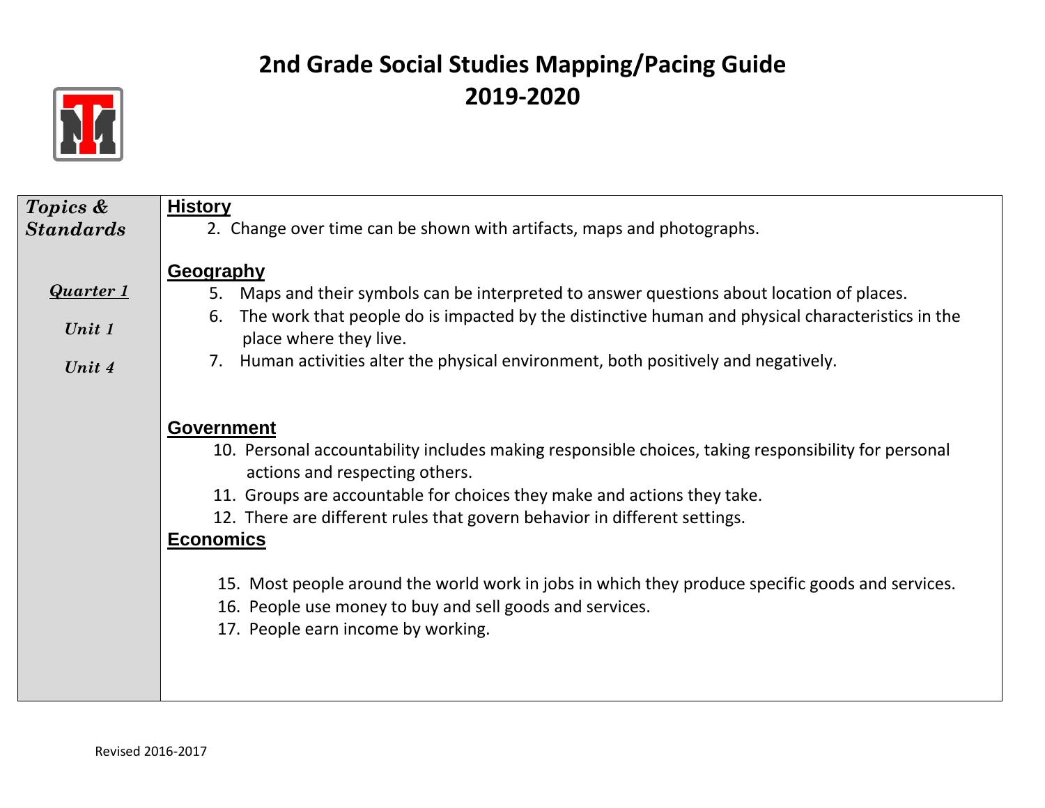# 2nd Grade Social Studies Mapping/Pacing Guide
# 2019-2020

| *Topics & Standards*<br><br>***Quarter 1***<br><br>***Unit 1***<br><br>***Unit 4*** | **History**<br>2. Change over time can be shown with artifacts, maps and photographs.<br><br>**Geography**<br>5. Maps and their symbols can be interpreted to answer questions about location of places.<br>6. The work that people do is impacted by the distinctive human and physical characteristics in the place where they live.<br>7. Human activities alter the physical environment, both positively and negatively.<br><br>**Government**<br>10. Personal accountability includes making responsible choices, taking responsibility for personal actions and respecting others.<br>11. Groups are accountable for choices they make and actions they take.<br>12. There are different rules that govern behavior in different settings.<br><br>**Economics**<br>15. Most people around the world work in jobs in which they produce specific goods and services.<br>16. People use money to buy and sell goods and services.<br>17. People earn income by working. |
|---|---|

Revised 2016-2017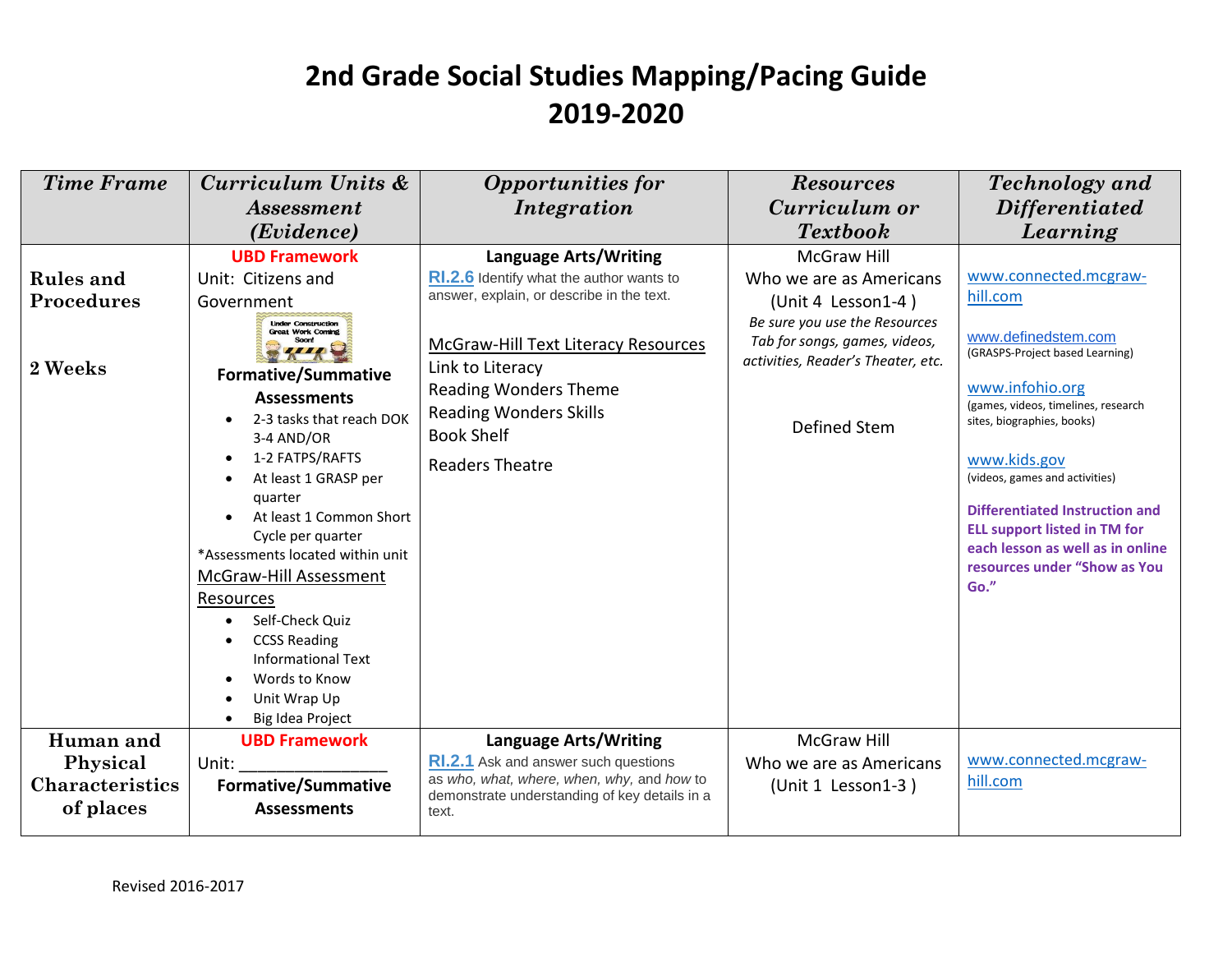# 2nd Grade Social Studies Mapping/Pacing Guide
# 2019-2020

| Time Frame | Curriculum Units & Assessment (Evidence) | Opportunities for Integration | Resources Curriculum or Textbook | Technology and Differentiated Learning |
|---|---|---|---|---|
| **Rules and Procedures**<br><br>**2 Weeks** | **UBD Framework**<br>Unit: Citizens and Government<br>Under Construction Great Work Coming Soon!<br>**Formative/Summative Assessments**<br>• 2-3 tasks that reach DOK 3-4 AND/OR<br>• 1-2 FATPS/RAFTS<br>• At least 1 GRASP per quarter<br>• At least 1 Common Short Cycle per quarter<br>*Assessments located within unit<br>McGraw-Hill Assessment Resources<br>• Self-Check Quiz<br>• CCSS Reading Informational Text<br>• Words to Know<br>• Unit Wrap Up<br>• Big Idea Project | **Language Arts/Writing**<br>**RI.2.6** Identify what the author wants to answer, explain, or describe in the text.<br><br>McGraw-Hill Text Literacy Resources<br>Link to Literacy<br>Reading Wonders Theme<br>Reading Wonders Skills<br>Book Shelf<br>Readers Theatre | McGraw Hill<br>Who we are as Americans<br>(Unit 4 Lesson1-4 )<br>*Be sure you use the Resources Tab for songs, games, videos, activities, Reader's Theater, etc.*<br><br>Defined Stem | www.connected.mcgraw-hill.com<br><br>www.definedstem.com<br>(GRASPS-Project based Learning)<br><br>www.infohio.org<br>(games, videos, timelines, research sites, biographies, books)<br><br>www.kids.gov<br>(videos, games and activities)<br><br>**Differentiated Instruction and ELL support listed in TM for each lesson as well as in online resources under "Show as You Go."** |
| **Human and Physical Characteristics of places** | **UBD Framework**<br>Unit: ________________<br>**Formative/Summative Assessments** | **Language Arts/Writing**<br>**RI.2.1** Ask and answer such questions as *who, what, where, when, why,* and *how* to demonstrate understanding of key details in a text. | McGraw Hill<br>Who we are as Americans<br>(Unit 1 Lesson1-3 ) | www.connected.mcgraw-hill.com |

Revised 2016-2017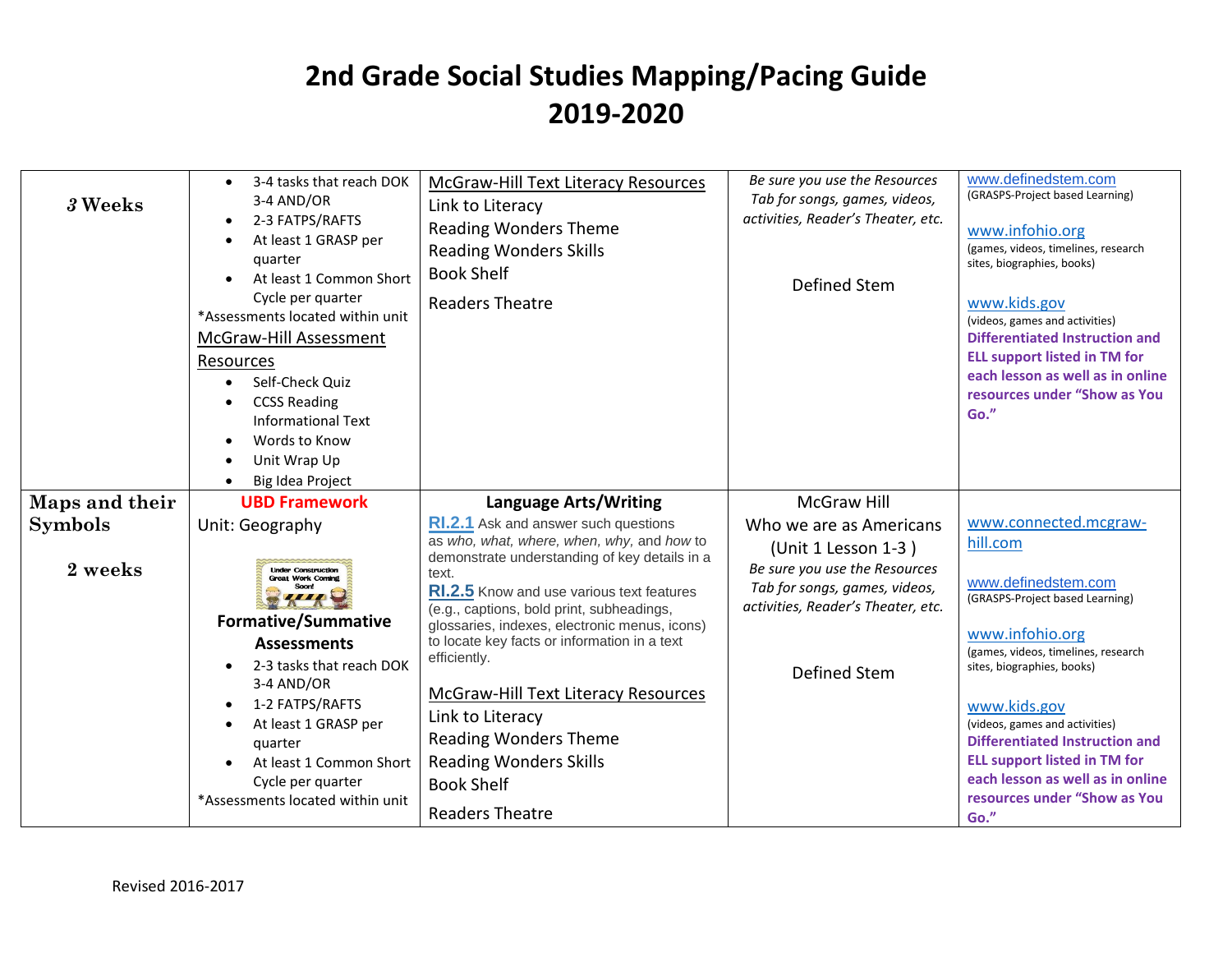# 2nd Grade Social Studies Mapping/Pacing Guide 2019-2020

| | | | | |
|---|---|---|---|---|
| ***3* Weeks** | • 3-4 tasks that reach DOK 3-4 AND/OR<br>• 2-3 FATPS/RAFTS<br>• At least 1 GRASP per quarter<br>• At least 1 Common Short Cycle per quarter<br>*Assessments located within unit<br>McGraw-Hill Assessment Resources<br>• Self-Check Quiz<br>• CCSS Reading Informational Text<br>• Words to Know<br>• Unit Wrap Up<br>• Big Idea Project | McGraw-Hill Text Literacy Resources<br>Link to Literacy<br>Reading Wonders Theme<br>Reading Wonders Skills<br>Book Shelf<br>Readers Theatre | *Be sure you use the Resources Tab for songs, games, videos, activities, Reader's Theater, etc.*<br><br>Defined Stem | www.definedstem.com<br>(GRASPS-Project based Learning)<br><br>www.infohio.org<br>(games, videos, timelines, research sites, biographies, books)<br><br>www.kids.gov<br>(videos, games and activities)<br>**Differentiated Instruction and ELL support listed in TM for each lesson as well as in online resources under "Show as You Go."** |
| **Maps and their Symbols**<br><br>**2 weeks** | **UBD Framework**<br>Unit: Geography<br><br>Under Construction Great Work Coming Soon!<br><br>**Formative/Summative Assessments**<br>• 2-3 tasks that reach DOK 3-4 AND/OR<br>• 1-2 FATPS/RAFTS<br>• At least 1 GRASP per quarter<br>• At least 1 Common Short Cycle per quarter<br>*Assessments located within unit | **Language Arts/Writing**<br>**RI.2.1** Ask and answer such questions as *who, what, where, when, why,* and *how* to demonstrate understanding of key details in a text.<br>**RI.2.5** Know and use various text features (e.g., captions, bold print, subheadings, glossaries, indexes, electronic menus, icons) to locate key facts or information in a text efficiently.<br><br>McGraw-Hill Text Literacy Resources<br>Link to Literacy<br>Reading Wonders Theme<br>Reading Wonders Skills<br>Book Shelf<br>Readers Theatre | McGraw Hill<br>Who we are as Americans<br>(Unit 1 Lesson 1-3 )<br>*Be sure you use the Resources Tab for songs, games, videos, activities, Reader's Theater, etc.*<br><br>Defined Stem | www.connected.mcgraw-hill.com<br><br>www.definedstem.com<br>(GRASPS-Project based Learning)<br><br>www.infohio.org<br>(games, videos, timelines, research sites, biographies, books)<br><br>www.kids.gov<br>(videos, games and activities)<br>**Differentiated Instruction and ELL support listed in TM for each lesson as well as in online resources under "Show as You Go."** |

Revised 2016-2017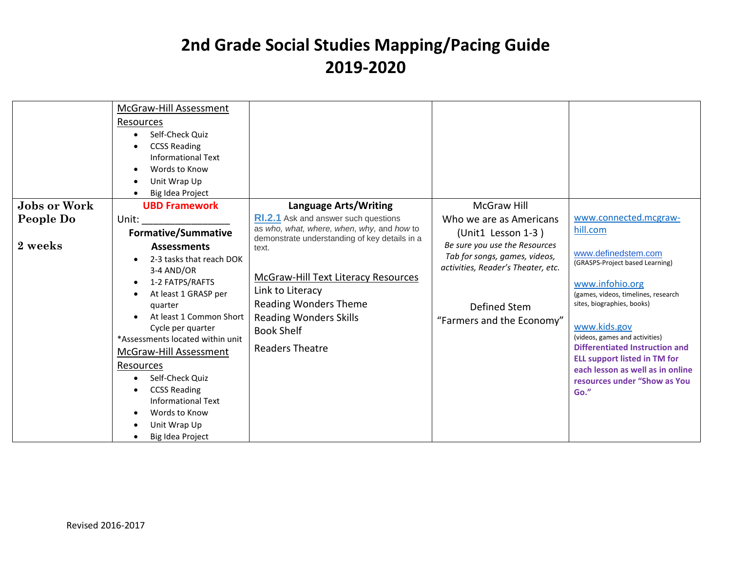# 2nd Grade Social Studies Mapping/Pacing Guide
# 2019-2020

| | | | | |
|---|---|---|---|---|
| | McGraw-Hill Assessment Resources<br>• Self-Check Quiz<br>• CCSS Reading Informational Text<br>• Words to Know<br>• Unit Wrap Up<br>• Big Idea Project | | | |
| **Jobs or Work People Do**<br><br>**2 weeks** | **UBD Framework**<br>Unit: _______________<br>**Formative/Summative Assessments**<br>• 2-3 tasks that reach DOK 3-4 AND/OR<br>• 1-2 FATPS/RAFTS<br>• At least 1 GRASP per quarter<br>• At least 1 Common Short Cycle per quarter<br>*Assessments located within unit<br>McGraw-Hill Assessment Resources<br>• Self-Check Quiz<br>• CCSS Reading Informational Text<br>• Words to Know<br>• Unit Wrap Up<br>• Big Idea Project | **Language Arts/Writing**<br>RI.2.1 Ask and answer such questions as *who*, *what*, *where*, *when*, *why*, and *how* to demonstrate understanding of key details in a text.<br><br>McGraw-Hill Text Literacy Resources<br>Link to Literacy<br>Reading Wonders Theme<br>Reading Wonders Skills<br>Book Shelf<br>Readers Theatre | McGraw Hill<br>Who we are as Americans (Unit1 Lesson 1-3 )<br>*Be sure you use the Resources Tab for songs, games, videos, activities, Reader's Theater, etc.*<br><br>Defined Stem<br>"Farmers and the Economy" | www.connected.mcgraw-hill.com<br><br>www.definedstem.com<br>(GRASPS-Project based Learning)<br><br>www.infohio.org<br>(games, videos, timelines, research sites, biographies, books)<br><br>www.kids.gov<br>(videos, games and activities)<br>**Differentiated Instruction and ELL support listed in TM for each lesson as well as in online resources under "Show as You Go."** |

Revised 2016-2017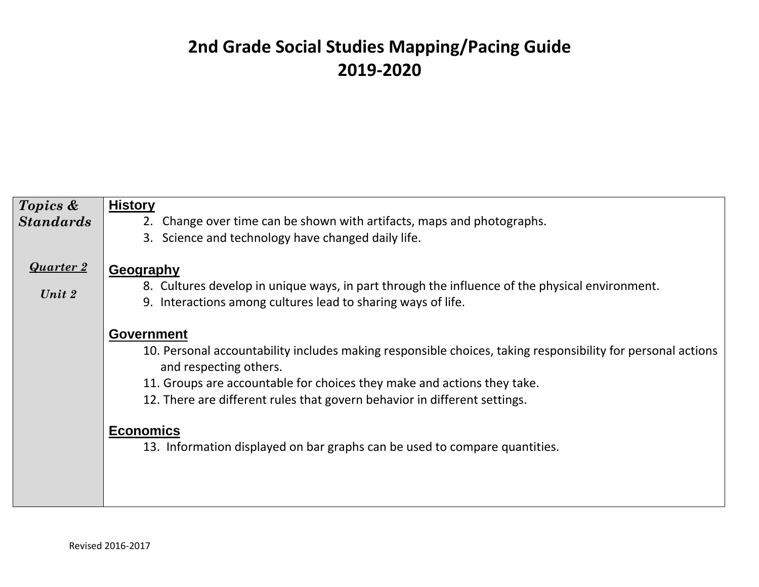# 2nd Grade Social Studies Mapping/Pacing Guide
# 2019-2020

| *Topics & Standards*<br><br>***Quarter 2***<br><br>***Unit 2*** | **History**<br>2. Change over time can be shown with artifacts, maps and photographs.<br>3. Science and technology have changed daily life.<br><br>**Geography**<br>8. Cultures develop in unique ways, in part through the influence of the physical environment.<br>9. Interactions among cultures lead to sharing ways of life.<br><br>**Government**<br>10. Personal accountability includes making responsible choices, taking responsibility for personal actions and respecting others.<br>11. Groups are accountable for choices they make and actions they take.<br>12. There are different rules that govern behavior in different settings.<br><br>**Economics**<br>13. Information displayed on bar graphs can be used to compare quantities. |
|---|---|

Revised 2016-2017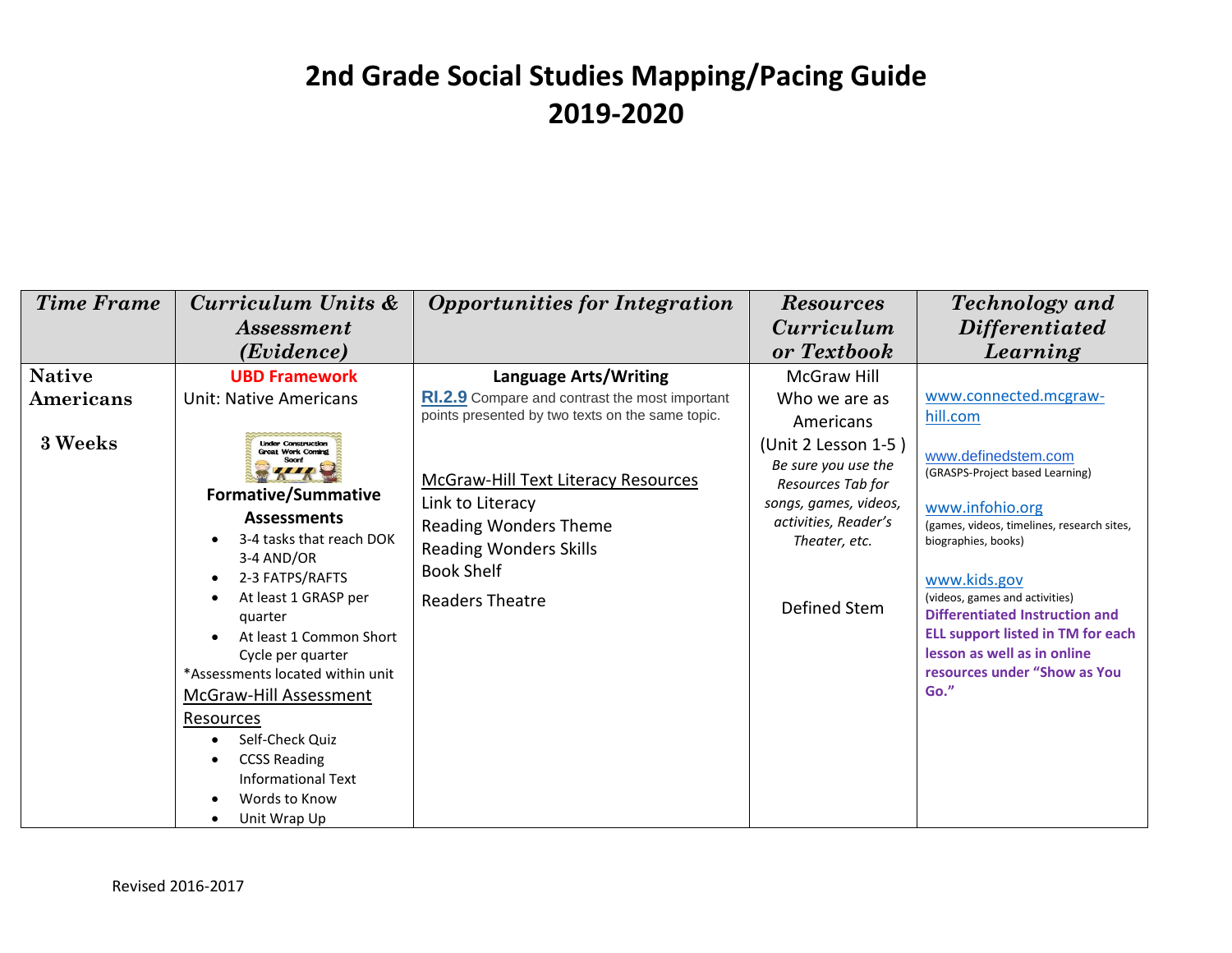# 2nd Grade Social Studies Mapping/Pacing Guide
# 2019-2020

| *Time Frame* | *Curriculum Units & Assessment (Evidence)* | *Opportunities for Integration* | *Resources Curriculum or Textbook* | *Technology and Differentiated Learning* |
|---|---|---|---|---|
| **Native Americans**<br><br>**3 Weeks** | **UBD Framework**<br>Unit: Native Americans<br><br>Under Construction Great Work Coming Soon!<br>**Formative/Summative Assessments**<br>• 3-4 tasks that reach DOK 3-4 AND/OR<br>• 2-3 FATPS/RAFTS<br>• At least 1 GRASP per quarter<br>• At least 1 Common Short Cycle per quarter<br>*Assessments located within unit<br>McGraw-Hill Assessment Resources<br>• Self-Check Quiz<br>• CCSS Reading Informational Text<br>• Words to Know<br>• Unit Wrap Up | **Language Arts/Writing**<br>**RI.2.9** Compare and contrast the most important points presented by two texts on the same topic.<br><br>McGraw-Hill Text Literacy Resources<br>Link to Literacy<br>Reading Wonders Theme<br>Reading Wonders Skills<br>Book Shelf<br>Readers Theatre | McGraw Hill Who we are as Americans (Unit 2 Lesson 1-5 )<br>*Be sure you use the Resources Tab for songs, games, videos, activities, Reader's Theater, etc.*<br><br>Defined Stem | www.connected.mcgraw-hill.com<br><br>www.definedstem.com<br>(GRASPS-Project based Learning)<br><br>www.infohio.org<br>(games, videos, timelines, research sites, biographies, books)<br><br>www.kids.gov<br>(videos, games and activities)<br>**Differentiated Instruction and ELL support listed in TM for each lesson as well as in online resources under "Show as You Go."** |

Revised 2016-2017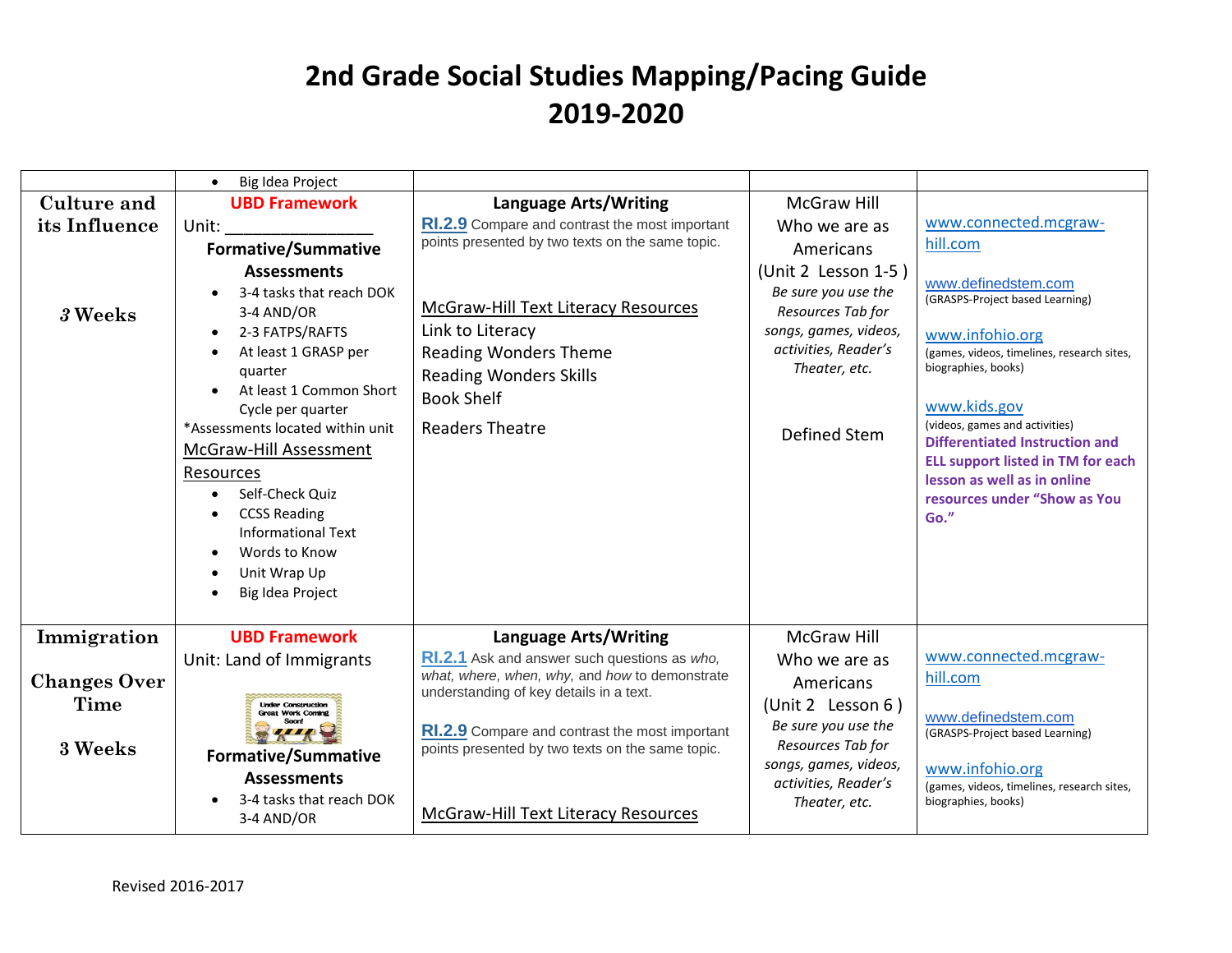# 2nd Grade Social Studies Mapping/Pacing Guide
# 2019-2020

| | | | | |
|---|---|---|---|---|
| | • Big Idea Project | | | |
| **Culture and its Influence**<br><br>*3* **Weeks** | **UBD Framework**<br>Unit: ________________<br>**Formative/Summative Assessments**<br>• 3-4 tasks that reach DOK 3-4 AND/OR<br>• 2-3 FATPS/RAFTS<br>• At least 1 GRASP per quarter<br>• At least 1 Common Short Cycle per quarter<br>*Assessments located within unit<br>McGraw-Hill Assessment Resources<br>• Self-Check Quiz<br>• CCSS Reading Informational Text<br>• Words to Know<br>• Unit Wrap Up<br>• Big Idea Project | **Language Arts/Writing**<br>**RI.2.9** Compare and contrast the most important points presented by two texts on the same topic.<br><br>McGraw-Hill Text Literacy Resources<br>Link to Literacy<br>Reading Wonders Theme<br>Reading Wonders Skills<br>Book Shelf<br>Readers Theatre | McGraw Hill<br>Who we are as Americans<br>(Unit 2 Lesson 1-5 )<br>*Be sure you use the Resources Tab for songs, games, videos, activities, Reader's Theater, etc.*<br><br>Defined Stem | www.connected.mcgraw-hill.com<br><br>www.definedstem.com<br>(GRASPS-Project based Learning)<br><br>www.infohio.org<br>(games, videos, timelines, research sites, biographies, books)<br><br>www.kids.gov<br>(videos, games and activities)<br>**Differentiated Instruction and ELL support listed in TM for each lesson as well as in online resources under "Show as You Go."** |
| **Immigration**<br><br>**Changes Over Time**<br><br>**3 Weeks** | **UBD Framework**<br>Unit: Land of Immigrants<br>Under Construction Great Work Coming Soon!<br>**Formative/Summative Assessments**<br>• 3-4 tasks that reach DOK 3-4 AND/OR | **Language Arts/Writing**<br>**RI.2.1** Ask and answer such questions as *who, what, where, when, why,* and *how* to demonstrate understanding of key details in a text.<br><br>**RI.2.9** Compare and contrast the most important points presented by two texts on the same topic.<br><br>McGraw-Hill Text Literacy Resources | McGraw Hill<br>Who we are as Americans<br>(Unit 2 Lesson 6 )<br>*Be sure you use the Resources Tab for songs, games, videos, activities, Reader's Theater, etc.* | www.connected.mcgraw-hill.com<br><br>www.definedstem.com<br>(GRASPS-Project based Learning)<br><br>www.infohio.org<br>(games, videos, timelines, research sites, biographies, books) |

Revised 2016-2017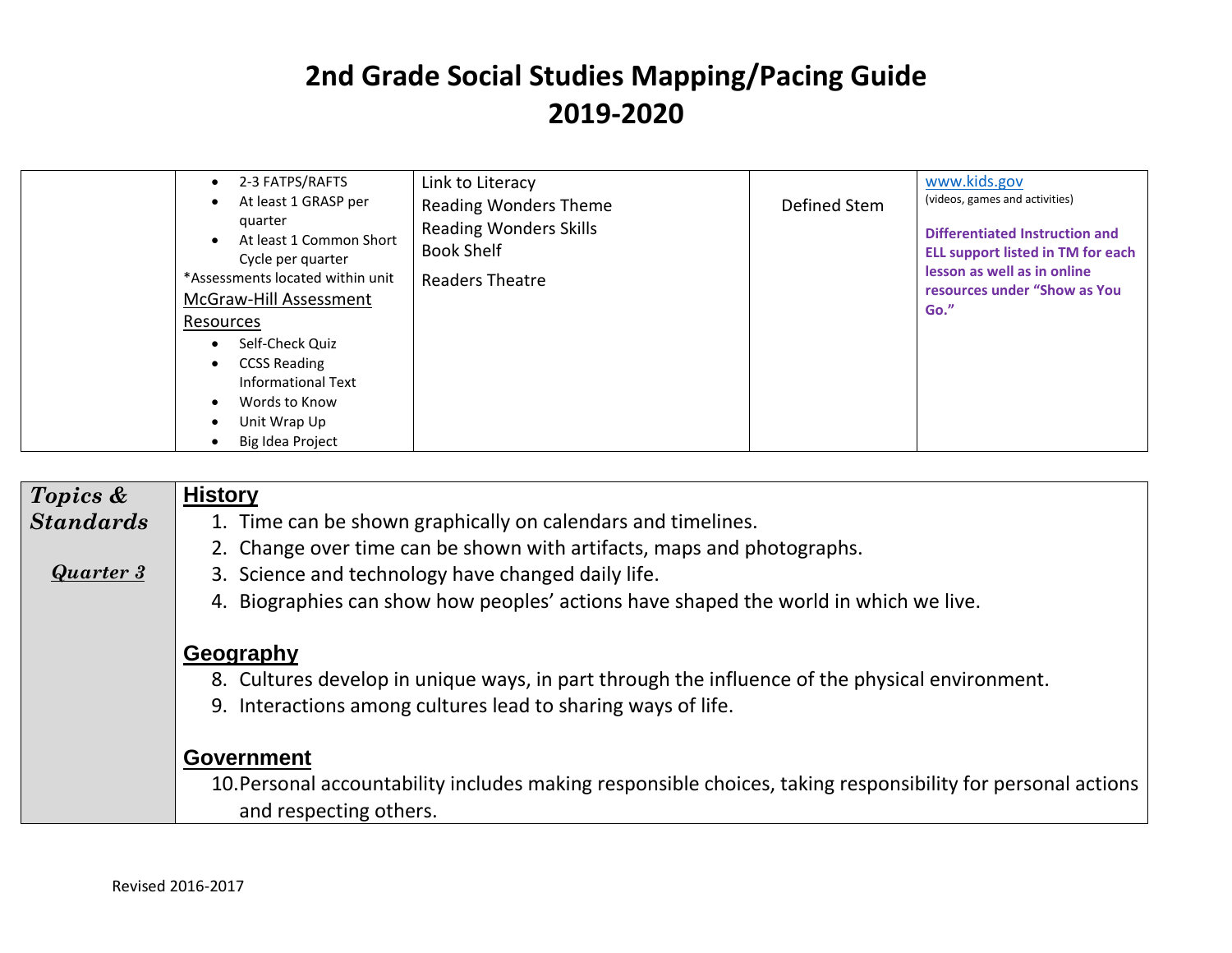# 2nd Grade Social Studies Mapping/Pacing Guide
# 2019-2020

| | | | | |
|---|---|---|---|---|
| | • 2-3 FATPS/RAFTS<br>• At least 1 GRASP per quarter<br>• At least 1 Common Short Cycle per quarter<br>*Assessments located within unit<br>McGraw-Hill Assessment Resources<br>• Self-Check Quiz<br>• CCSS Reading Informational Text<br>• Words to Know<br>• Unit Wrap Up<br>• Big Idea Project | Link to Literacy<br>Reading Wonders Theme<br>Reading Wonders Skills<br>Book Shelf<br>Readers Theatre | Defined Stem | www.kids.gov<br>(videos, games and activities)<br>**Differentiated Instruction and ELL support listed in TM for each lesson as well as in online resources under "Show as You Go."** |

| | |
|---|---|
| ***Topics & Standards***<br><br>***Quarter 3*** | **History**<br>1. Time can be shown graphically on calendars and timelines.<br>2. Change over time can be shown with artifacts, maps and photographs.<br>3. Science and technology have changed daily life.<br>4. Biographies can show how peoples' actions have shaped the world in which we live.<br><br>**Geography**<br>8. Cultures develop in unique ways, in part through the influence of the physical environment.<br>9. Interactions among cultures lead to sharing ways of life.<br><br>**Government**<br>10. Personal accountability includes making responsible choices, taking responsibility for personal actions and respecting others. |

Revised 2016-2017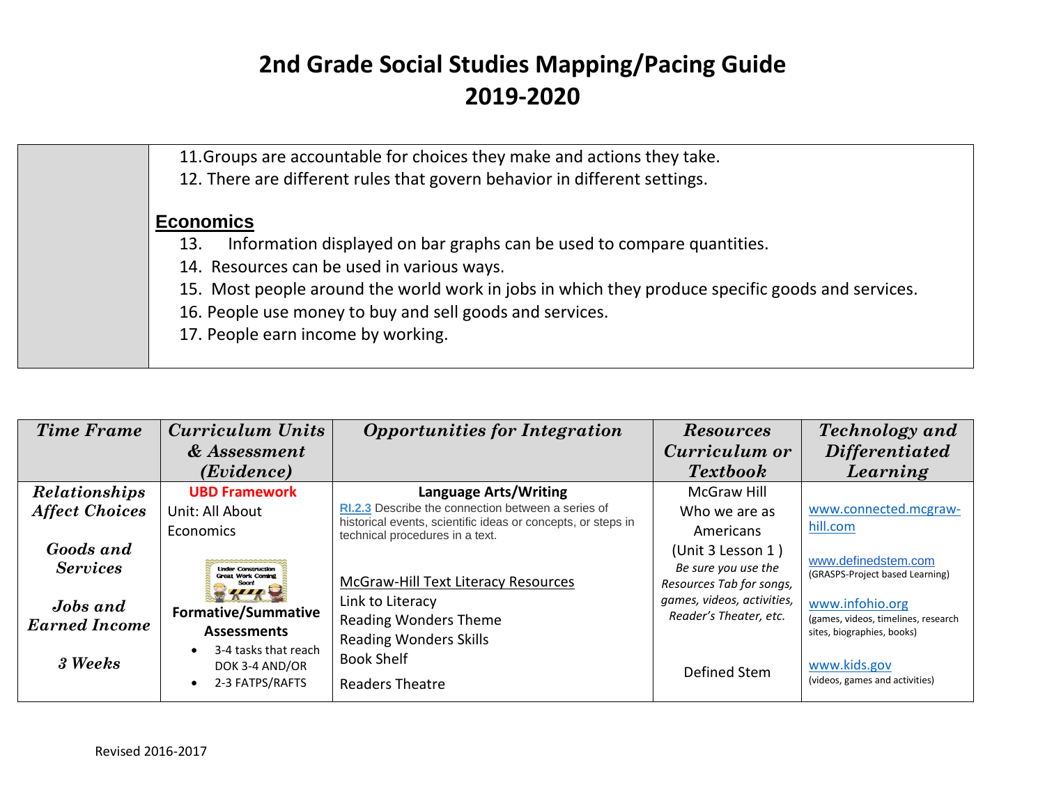# 2nd Grade Social Studies Mapping/Pacing Guide
# 2019-2020

11. Groups are accountable for choices they make and actions they take.
12. There are different rules that govern behavior in different settings.

**Economics**

13. Information displayed on bar graphs can be used to compare quantities.
14. Resources can be used in various ways.
15. Most people around the world work in jobs in which they produce specific goods and services.
16. People use money to buy and sell goods and services.
17. People earn income by working.

| *Time Frame* | *Curriculum Units & Assessment (Evidence)* | *Opportunities for Integration* | *Resources Curriculum or Textbook* | *Technology and Differentiated Learning* |
|---|---|---|---|---|
| *Relationships Affect Choices*<br><br>*Goods and Services*<br><br>*Jobs and Earned Income*<br><br>*3 Weeks* | **UBD Framework**<br>Unit: All About Economics<br><br>Under Construction Great Work Coming Soon!<br><br>**Formative/Summative Assessments**<br>• 3-4 tasks that reach DOK 3-4 AND/OR<br>• 2-3 FATPS/RAFTS | **Language Arts/Writing**<br>RI.2.3 Describe the connection between a series of historical events, scientific ideas or concepts, or steps in technical procedures in a text.<br><br>McGraw-Hill Text Literacy Resources<br>Link to Literacy<br>Reading Wonders Theme<br>Reading Wonders Skills<br>Book Shelf<br>Readers Theatre | McGraw Hill<br>Who we are as Americans<br>(Unit 3 Lesson 1 )<br>*Be sure you use the Resources Tab for songs, games, videos, activities, Reader's Theater, etc.*<br><br>Defined Stem | www.connected.mcgraw-hill.com<br><br>www.definedstem.com<br>(GRASPS-Project based Learning)<br><br>www.infohio.org<br>(games, videos, timelines, research sites, biographies, books)<br><br>www.kids.gov<br>(videos, games and activities) |

Revised 2016-2017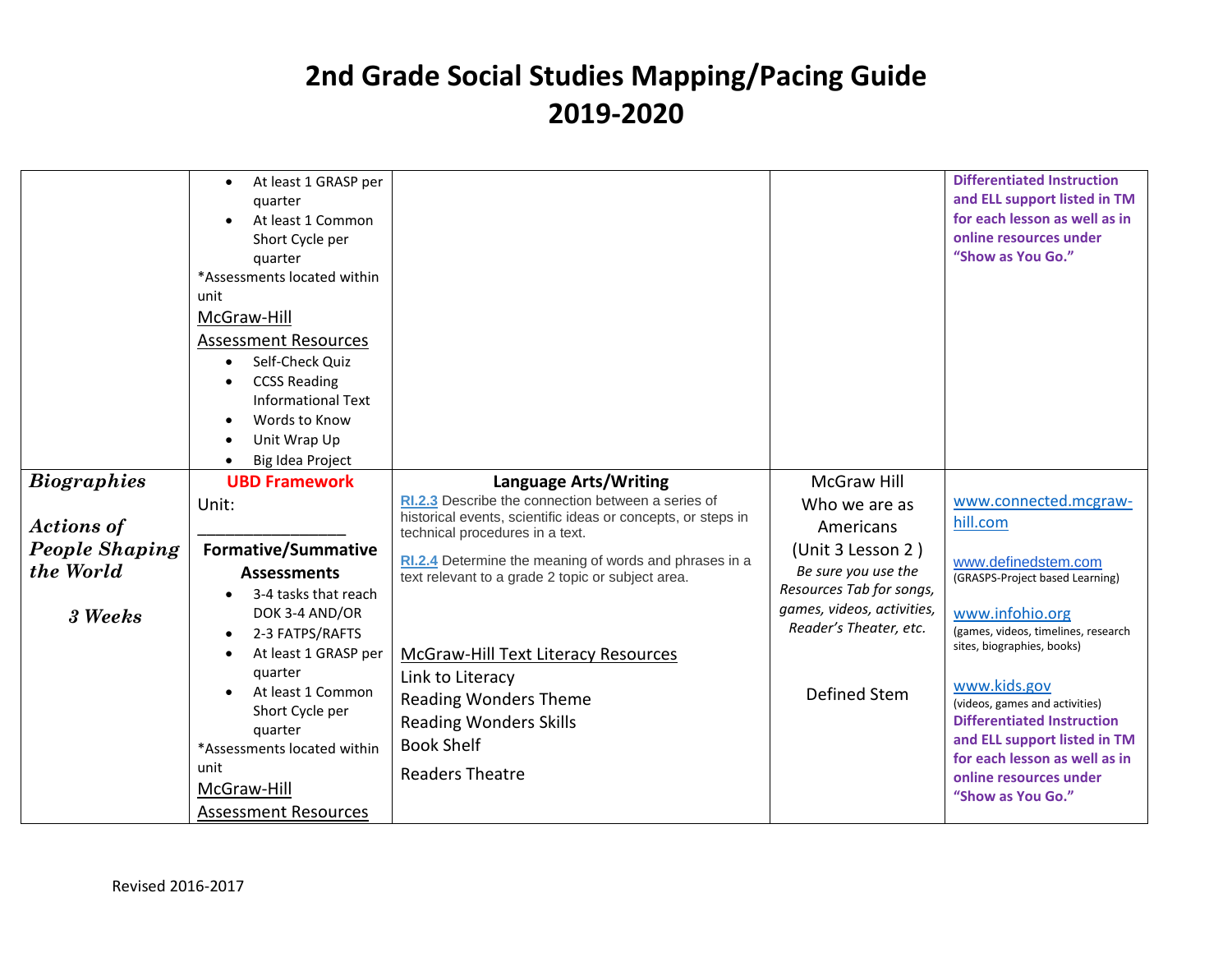# 2nd Grade Social Studies Mapping/Pacing Guide
# 2019-2020

| | | | | |
|---|---|---|---|---|
| | <ul><li>At least 1 GRASP per quarter</li><li>At least 1 Common Short Cycle per quarter</li></ul>*Assessments located within unit<br>McGraw-Hill Assessment Resources<ul><li>Self-Check Quiz</li><li>CCSS Reading Informational Text</li><li>Words to Know</li><li>Unit Wrap Up</li><li>Big Idea Project</li></ul> | | | **Differentiated Instruction and ELL support listed in TM for each lesson as well as in online resources under "Show as You Go."** |
| ***Biographies***<br><br>***Actions of People Shaping the World***<br><br>***3 Weeks*** | **UBD Framework**<br>Unit:<br>________________<br>**Formative/Summative Assessments**<ul><li>3-4 tasks that reach DOK 3-4 AND/OR</li><li>2-3 FATPS/RAFTS</li><li>At least 1 GRASP per quarter</li><li>At least 1 Common Short Cycle per quarter</li></ul>*Assessments located within unit<br>McGraw-Hill Assessment Resources | **Language Arts/Writing**<br>**RI.2.3** Describe the connection between a series of historical events, scientific ideas or concepts, or steps in technical procedures in a text.<br><br>**RI.2.4** Determine the meaning of words and phrases in a text relevant to a grade 2 topic or subject area.<br><br>McGraw-Hill Text Literacy Resources<br>Link to Literacy<br>Reading Wonders Theme<br>Reading Wonders Skills<br>Book Shelf<br>Readers Theatre | McGraw Hill<br>Who we are as Americans<br>(Unit 3 Lesson 2 )<br>*Be sure you use the Resources Tab for songs, games, videos, activities, Reader's Theater, etc.*<br><br>Defined Stem | www.connected.mcgraw-hill.com<br><br>www.definedstem.com<br>(GRASPS-Project based Learning)<br><br>www.infohio.org<br>(games, videos, timelines, research sites, biographies, books)<br><br>www.kids.gov<br>(videos, games and activities)<br>**Differentiated Instruction and ELL support listed in TM for each lesson as well as in online resources under "Show as You Go."** |

Revised 2016-2017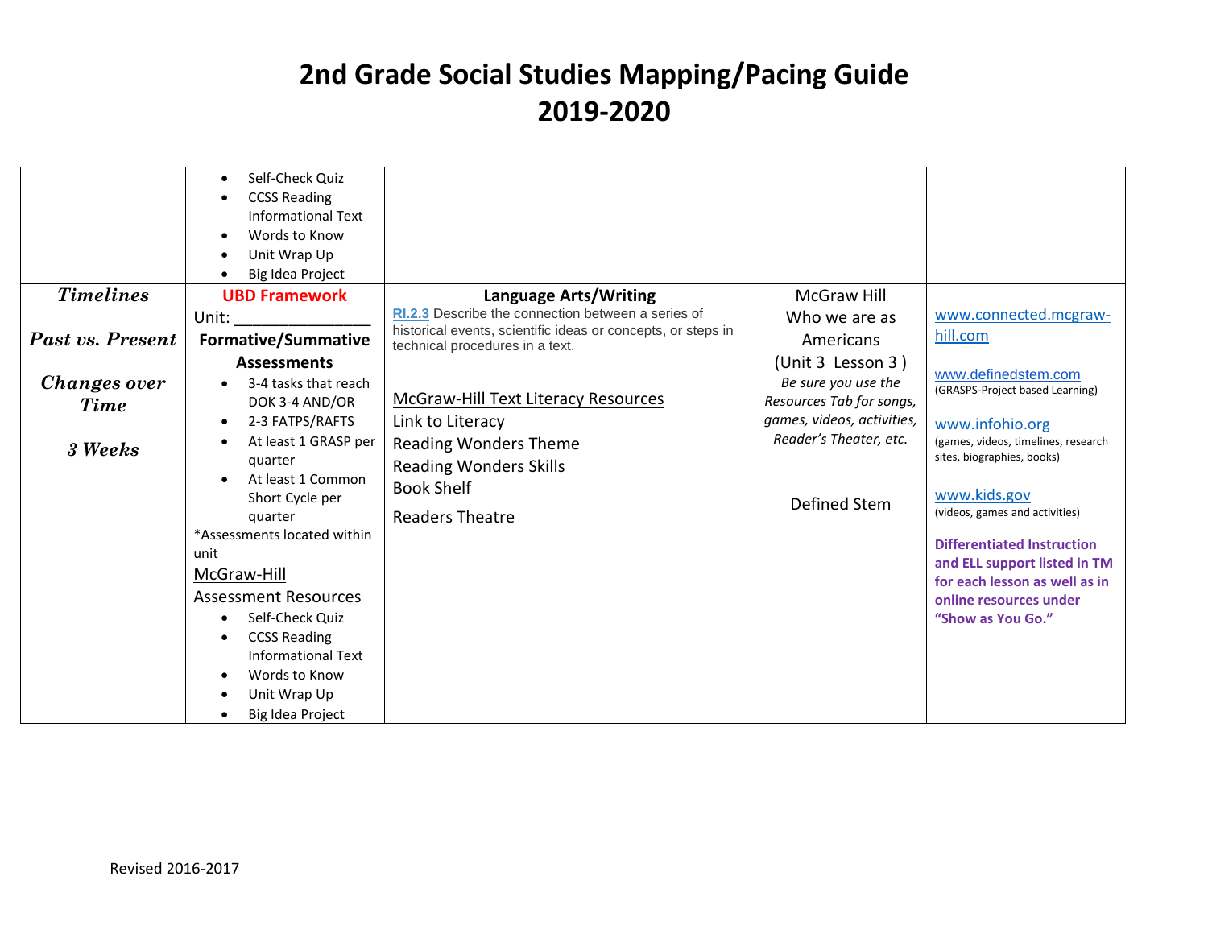# 2nd Grade Social Studies Mapping/Pacing Guide 2019-2020

| | | | | |
|---|---|---|---|---|
| | • Self-Check Quiz<br>• CCSS Reading Informational Text<br>• Words to Know<br>• Unit Wrap Up<br>• Big Idea Project | | | |
| ***Timelines***<br><br>***Past vs. Present***<br><br>***Changes over Time***<br><br>***3 Weeks*** | **UBD Framework**<br>Unit: _______________<br>**Formative/Summative Assessments**<br>• 3-4 tasks that reach DOK 3-4 AND/OR<br>• 2-3 FATPS/RAFTS<br>• At least 1 GRASP per quarter<br>• At least 1 Common Short Cycle per quarter<br>*Assessments located within unit<br>McGraw-Hill Assessment Resources<br>• Self-Check Quiz<br>• CCSS Reading Informational Text<br>• Words to Know<br>• Unit Wrap Up<br>• Big Idea Project | **Language Arts/Writing**<br>**RI.2.3** Describe the connection between a series of historical events, scientific ideas or concepts, or steps in technical procedures in a text.<br><br>McGraw-Hill Text Literacy Resources<br>Link to Literacy<br>Reading Wonders Theme<br>Reading Wonders Skills<br>Book Shelf<br>Readers Theatre | McGraw Hill Who we are as Americans (Unit 3 Lesson 3 )<br>*Be sure you use the Resources Tab for songs, games, videos, activities, Reader's Theater, etc.*<br><br>Defined Stem | www.connected.mcgraw-hill.com<br><br>www.definedstem.com<br>(GRASPS-Project based Learning)<br><br>www.infohio.org<br>(games, videos, timelines, research sites, biographies, books)<br><br>www.kids.gov<br>(videos, games and activities)<br><br>**Differentiated Instruction and ELL support listed in TM for each lesson as well as in online resources under "Show as You Go."** |

Revised 2016-2017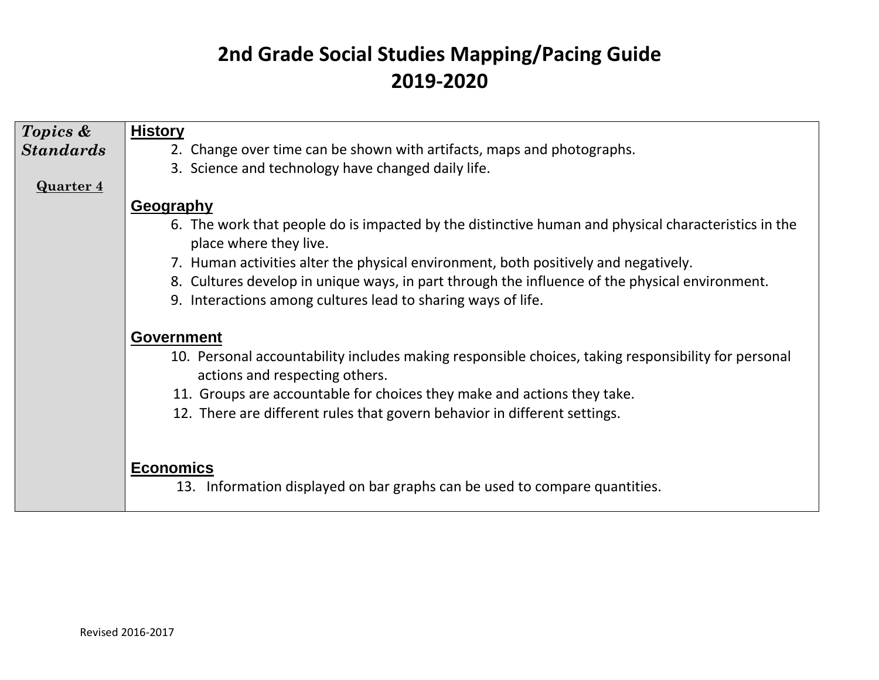# 2nd Grade Social Studies Mapping/Pacing Guide
# 2019-2020

| *Topics & Standards*<br><br>**Quarter 4** | **History**<br>2. Change over time can be shown with artifacts, maps and photographs.<br>3. Science and technology have changed daily life.<br><br>**Geography**<br>6. The work that people do is impacted by the distinctive human and physical characteristics in the place where they live.<br>7. Human activities alter the physical environment, both positively and negatively.<br>8. Cultures develop in unique ways, in part through the influence of the physical environment.<br>9. Interactions among cultures lead to sharing ways of life.<br><br>**Government**<br>10. Personal accountability includes making responsible choices, taking responsibility for personal actions and respecting others.<br>11. Groups are accountable for choices they make and actions they take.<br>12. There are different rules that govern behavior in different settings.<br><br>**Economics**<br>13. Information displayed on bar graphs can be used to compare quantities. |
|---|---|

Revised 2016-2017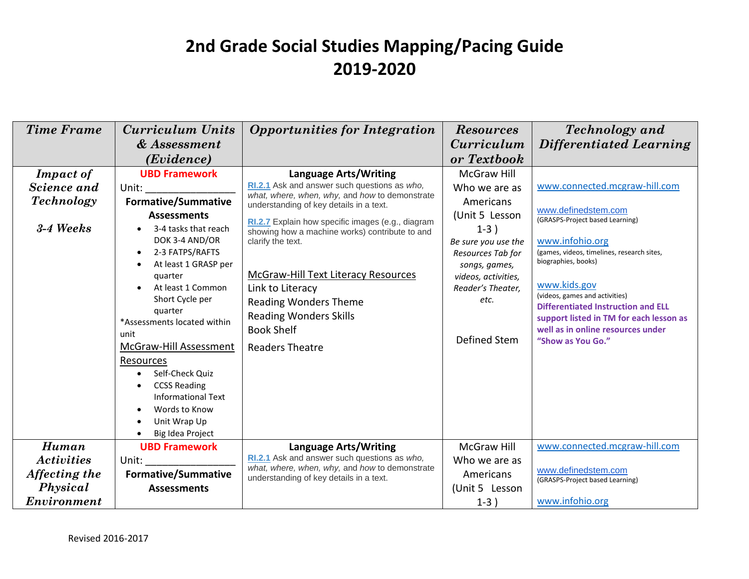# 2nd Grade Social Studies Mapping/Pacing Guide
# 2019-2020

| *Time Frame* | *Curriculum Units & Assessment (Evidence)* | *Opportunities for Integration* | *Resources Curriculum or Textbook* | *Technology and Differentiated Learning* |
|---|---|---|---|---|
| ***Impact of Science and Technology*** <br><br> ***3-4 Weeks*** | **UBD Framework** <br> Unit: _______________ <br> **Formative/Summative Assessments** <br> • 3-4 tasks that reach DOK 3-4 AND/OR <br> • 2-3 FATPS/RAFTS <br> • At least 1 GRASP per quarter <br> • At least 1 Common Short Cycle per quarter <br> *Assessments located within unit <br> McGraw-Hill Assessment Resources <br> • Self-Check Quiz <br> • CCSS Reading Informational Text <br> • Words to Know <br> • Unit Wrap Up <br> • Big Idea Project | **Language Arts/Writing** <br> RI.2.1 Ask and answer such questions as *who, what, where, when, why,* and *how* to demonstrate understanding of key details in a text. <br> RI.2.7 Explain how specific images (e.g., diagram showing how a machine works) contribute to and clarify the text. <br><br> McGraw-Hill Text Literacy Resources <br> Link to Literacy <br> Reading Wonders Theme <br> Reading Wonders Skills <br> Book Shelf <br> Readers Theatre | McGraw Hill Who we are as Americans (Unit 5 Lesson 1-3 ) <br> *Be sure you use the Resources Tab for songs, games, videos, activities, Reader's Theater, etc.* <br><br> Defined Stem | www.connected.mcgraw-hill.com <br><br> www.definedstem.com <br> (GRASPS-Project based Learning) <br><br> www.infohio.org <br> (games, videos, timelines, research sites, biographies, books) <br><br> www.kids.gov <br> (videos, games and activities) <br> **Differentiated Instruction and ELL support listed in TM for each lesson as well as in online resources under "Show as You Go."** |
| ***Human Activities Affecting the Physical Environment*** | **UBD Framework** <br> Unit: _______________ <br> **Formative/Summative Assessments** | **Language Arts/Writing** <br> RI.2.1 Ask and answer such questions as *who, what, where, when, why,* and *how* to demonstrate understanding of key details in a text. | McGraw Hill Who we are as Americans (Unit 5 Lesson 1-3 ) | www.connected.mcgraw-hill.com <br><br> www.definedstem.com <br> (GRASPS-Project based Learning) <br><br> www.infohio.org |

Revised 2016-2017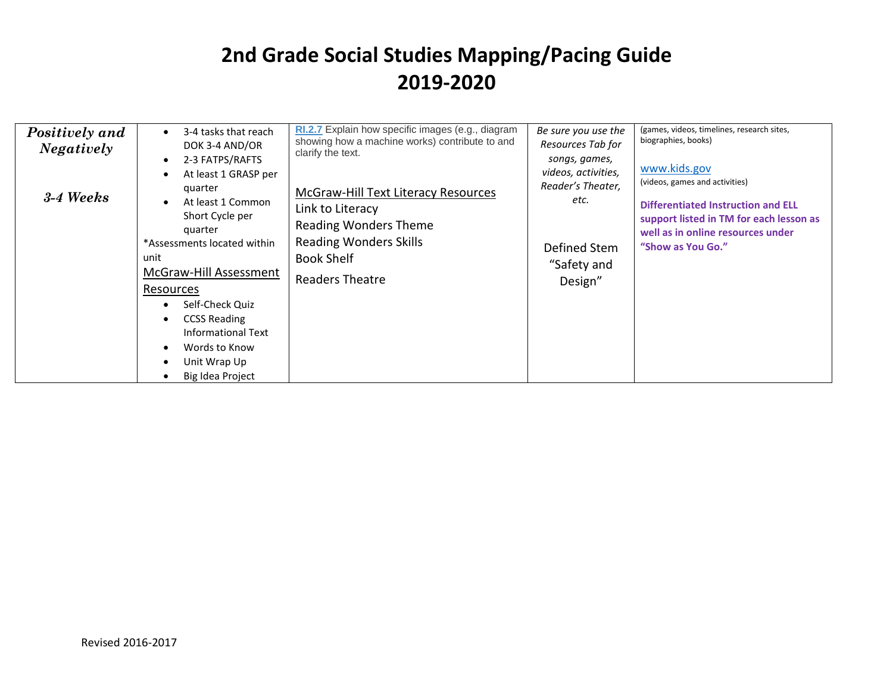# 2nd Grade Social Studies Mapping/Pacing Guide
# 2019-2020

| | | | | |
|---|---|---|---|---|
| ***Positively and Negatively***<br><br>***3-4 Weeks*** | • 3-4 tasks that reach DOK 3-4 AND/OR<br>• 2-3 FATPS/RAFTS<br>• At least 1 GRASP per quarter<br>• At least 1 Common Short Cycle per quarter<br>*Assessments located within unit<br>McGraw-Hill Assessment Resources<br>• Self-Check Quiz<br>• CCSS Reading Informational Text<br>• Words to Know<br>• Unit Wrap Up<br>• Big Idea Project | **RI.2.7** Explain how specific images (e.g., diagram showing how a machine works) contribute to and clarify the text.<br><br>McGraw-Hill Text Literacy Resources<br>Link to Literacy<br>Reading Wonders Theme<br>Reading Wonders Skills<br>Book Shelf<br>Readers Theatre | *Be sure you use the Resources Tab for songs, games, videos, activities, Reader's Theater, etc.*<br><br>Defined Stem "Safety and Design" | (games, videos, timelines, research sites, biographies, books)<br><br>www.kids.gov<br>(videos, games and activities)<br><br>**Differentiated Instruction and ELL support listed in TM for each lesson as well as in online resources under "Show as You Go."** |

Revised 2016-2017